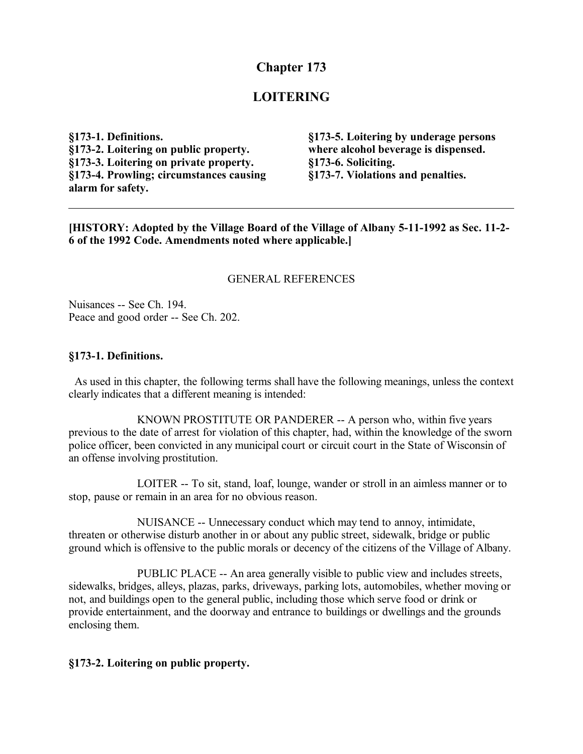# Chapter 173

## LOITERING

**§173-1. Definitions.**
**§173-2. Loitering on public property.**
**§173-3. Loitering on private property.**
**§173-4. Prowling; circumstances causing alarm for safety.**
**§173-5. Loitering by underage persons where alcohol beverage is dispensed.**
**§173-6. Soliciting.**
**§173-7. Violations and penalties.**

---

**[HISTORY: Adopted by the Village Board of the Village of Albany 5-11-1992 as Sec. 11-2-6 of the 1992 Code. Amendments noted where applicable.]**

GENERAL REFERENCES

Nuisances -- See Ch. 194.
Peace and good order -- See Ch. 202.

### §173-1. Definitions.

As used in this chapter, the following terms shall have the following meanings, unless the context clearly indicates that a different meaning is intended:

KNOWN PROSTITUTE OR PANDERER -- A person who, within five years previous to the date of arrest for violation of this chapter, had, within the knowledge of the sworn police officer, been convicted in any municipal court or circuit court in the State of Wisconsin of an offense involving prostitution.

LOITER -- To sit, stand, loaf, lounge, wander or stroll in an aimless manner or to stop, pause or remain in an area for no obvious reason.

NUISANCE -- Unnecessary conduct which may tend to annoy, intimidate, threaten or otherwise disturb another in or about any public street, sidewalk, bridge or public ground which is offensive to the public morals or decency of the citizens of the Village of Albany.

PUBLIC PLACE -- An area generally visible to public view and includes streets, sidewalks, bridges, alleys, plazas, parks, driveways, parking lots, automobiles, whether moving or not, and buildings open to the general public, including those which serve food or drink or provide entertainment, and the doorway and entrance to buildings or dwellings and the grounds enclosing them.

### §173-2. Loitering on public property.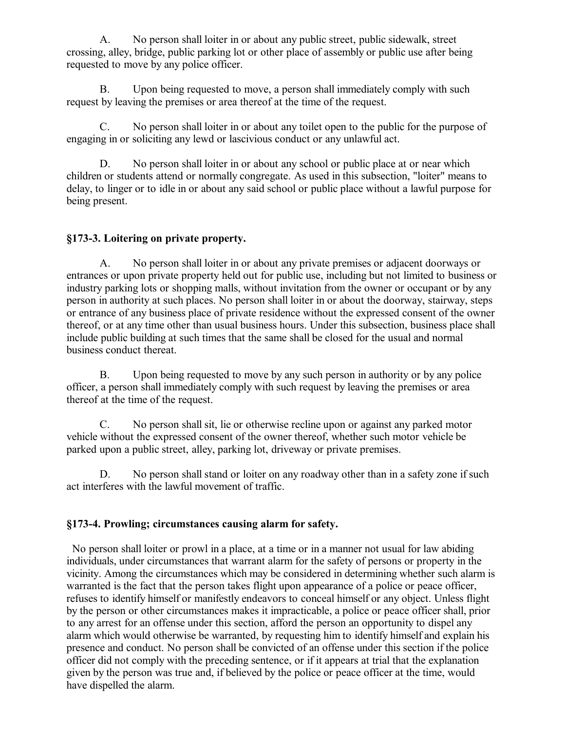A. No person shall loiter in or about any public street, public sidewalk, street crossing, alley, bridge, public parking lot or other place of assembly or public use after being requested to move by any police officer.

B. Upon being requested to move, a person shall immediately comply with such request by leaving the premises or area thereof at the time of the request.

C. No person shall loiter in or about any toilet open to the public for the purpose of engaging in or soliciting any lewd or lascivious conduct or any unlawful act.

D. No person shall loiter in or about any school or public place at or near which children or students attend or normally congregate. As used in this subsection, "loiter" means to delay, to linger or to idle in or about any said school or public place without a lawful purpose for being present.

### §173-3. Loitering on private property.

A. No person shall loiter in or about any private premises or adjacent doorways or entrances or upon private property held out for public use, including but not limited to business or industry parking lots or shopping malls, without invitation from the owner or occupant or by any person in authority at such places. No person shall loiter in or about the doorway, stairway, steps or entrance of any business place of private residence without the expressed consent of the owner thereof, or at any time other than usual business hours. Under this subsection, business place shall include public building at such times that the same shall be closed for the usual and normal business conduct thereat.

B. Upon being requested to move by any such person in authority or by any police officer, a person shall immediately comply with such request by leaving the premises or area thereof at the time of the request.

C. No person shall sit, lie or otherwise recline upon or against any parked motor vehicle without the expressed consent of the owner thereof, whether such motor vehicle be parked upon a public street, alley, parking lot, driveway or private premises.

D. No person shall stand or loiter on any roadway other than in a safety zone if such act interferes with the lawful movement of traffic.

### §173-4. Prowling; circumstances causing alarm for safety.

No person shall loiter or prowl in a place, at a time or in a manner not usual for law abiding individuals, under circumstances that warrant alarm for the safety of persons or property in the vicinity. Among the circumstances which may be considered in determining whether such alarm is warranted is the fact that the person takes flight upon appearance of a police or peace officer, refuses to identify himself or manifestly endeavors to conceal himself or any object. Unless flight by the person or other circumstances makes it impracticable, a police or peace officer shall, prior to any arrest for an offense under this section, afford the person an opportunity to dispel any alarm which would otherwise be warranted, by requesting him to identify himself and explain his presence and conduct. No person shall be convicted of an offense under this section if the police officer did not comply with the preceding sentence, or if it appears at trial that the explanation given by the person was true and, if believed by the police or peace officer at the time, would have dispelled the alarm.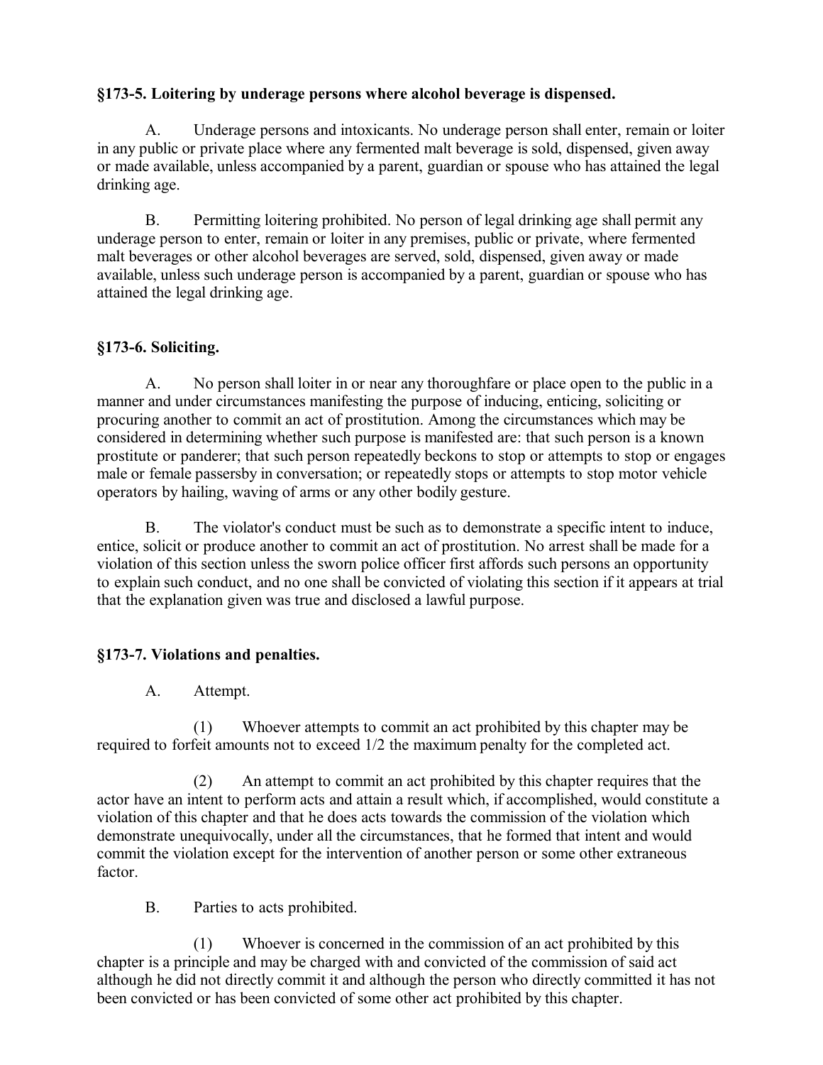### §173-5. Loitering by underage persons where alcohol beverage is dispensed.

A. Underage persons and intoxicants. No underage person shall enter, remain or loiter in any public or private place where any fermented malt beverage is sold, dispensed, given away or made available, unless accompanied by a parent, guardian or spouse who has attained the legal drinking age.

B. Permitting loitering prohibited. No person of legal drinking age shall permit any underage person to enter, remain or loiter in any premises, public or private, where fermented malt beverages or other alcohol beverages are served, sold, dispensed, given away or made available, unless such underage person is accompanied by a parent, guardian or spouse who has attained the legal drinking age.

### §173-6. Soliciting.

A. No person shall loiter in or near any thoroughfare or place open to the public in a manner and under circumstances manifesting the purpose of inducing, enticing, soliciting or procuring another to commit an act of prostitution. Among the circumstances which may be considered in determining whether such purpose is manifested are: that such person is a known prostitute or panderer; that such person repeatedly beckons to stop or attempts to stop or engages male or female passersby in conversation; or repeatedly stops or attempts to stop motor vehicle operators by hailing, waving of arms or any other bodily gesture.

B. The violator's conduct must be such as to demonstrate a specific intent to induce, entice, solicit or produce another to commit an act of prostitution. No arrest shall be made for a violation of this section unless the sworn police officer first affords such persons an opportunity to explain such conduct, and no one shall be convicted of violating this section if it appears at trial that the explanation given was true and disclosed a lawful purpose.

### §173-7. Violations and penalties.

A. Attempt.

(1) Whoever attempts to commit an act prohibited by this chapter may be required to forfeit amounts not to exceed 1/2 the maximum penalty for the completed act.

(2) An attempt to commit an act prohibited by this chapter requires that the actor have an intent to perform acts and attain a result which, if accomplished, would constitute a violation of this chapter and that he does acts towards the commission of the violation which demonstrate unequivocally, under all the circumstances, that he formed that intent and would commit the violation except for the intervention of another person or some other extraneous factor.

B. Parties to acts prohibited.

(1) Whoever is concerned in the commission of an act prohibited by this chapter is a principle and may be charged with and convicted of the commission of said act although he did not directly commit it and although the person who directly committed it has not been convicted or has been convicted of some other act prohibited by this chapter.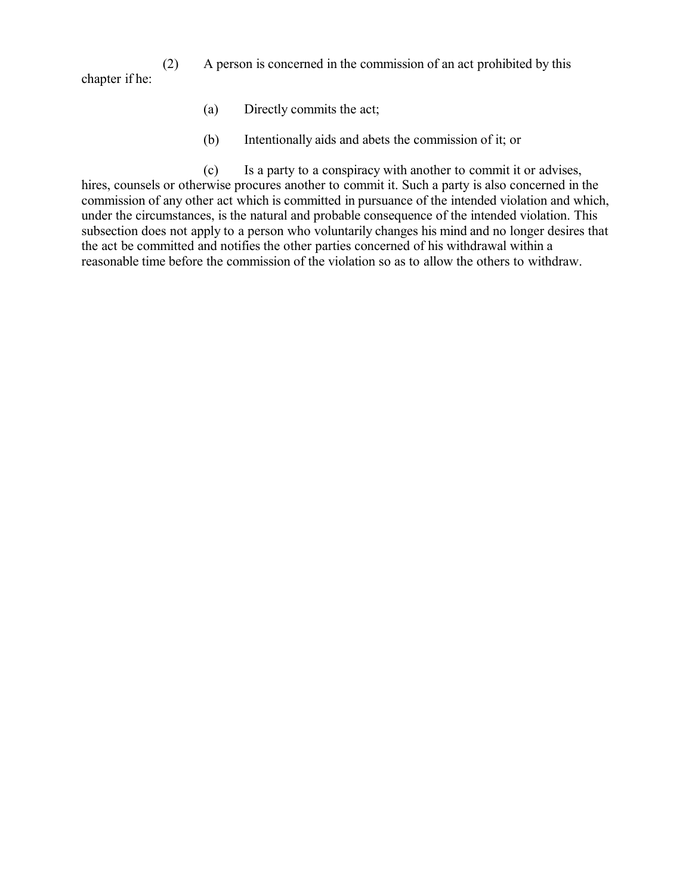(2) A person is concerned in the commission of an act prohibited by this chapter if he:

(a) Directly commits the act;

(b) Intentionally aids and abets the commission of it; or

(c) Is a party to a conspiracy with another to commit it or advises, hires, counsels or otherwise procures another to commit it. Such a party is also concerned in the commission of any other act which is committed in pursuance of the intended violation and which, under the circumstances, is the natural and probable consequence of the intended violation. This subsection does not apply to a person who voluntarily changes his mind and no longer desires that the act be committed and notifies the other parties concerned of his withdrawal within a reasonable time before the commission of the violation so as to allow the others to withdraw.